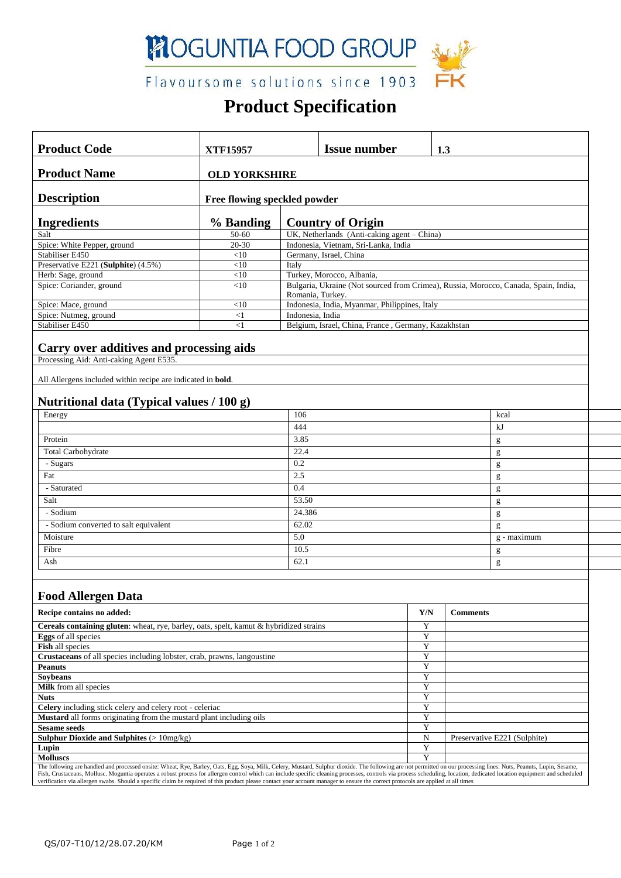# MOGUNTIA FOOD GROUP

Flavoursome solutions since 1903

# Product Specification

| **Product Code** | **XTF15957** | **Issue number** | **1.3** |
|---|---|---|---|
| **Product Name** | **OLD YORKSHIRE** | | |
| **Description** | **Free flowing speckled powder** | | |

| **Ingredients** | **% Banding** | **Country of Origin** |
|---|---|---|
| Salt | 50-60 | UK, Netherlands (Anti-caking agent – China) |
| Spice: White Pepper, ground | 20-30 | Indonesia, Vietnam, Sri-Lanka, India |
| Stabiliser E450 | <10 | Germany, Israel, China |
| Preservative E221 (**Sulphite**) (4.5%) | <10 | Italy |
| Herb: Sage, ground | <10 | Turkey, Morocco, Albania, |
| Spice: Coriander, ground | <10 | Bulgaria, Ukraine (Not sourced from Crimea), Russia, Morocco, Canada, Spain, India, Romania, Turkey. |
| Spice: Mace, ground | <10 | Indonesia, India, Myanmar, Philippines, Italy |
| Spice: Nutmeg, ground | <1 | Indonesia, India |
| Stabiliser E450 | <1 | Belgium, Israel, China, France , Germany, Kazakhstan |

## Carry over additives and processing aids

Processing Aid: Anti-caking Agent E535.

All Allergens included within recipe are indicated in **bold**.

## Nutritional data (Typical values / 100 g)

| | | |
|---|---|---|
| Energy | 106 | kcal |
| | 444 | kJ |
| Protein | 3.85 | g |
| Total Carbohydrate | 22.4 | g |
| - Sugars | 0.2 | g |
| Fat | 2.5 | g |
| - Saturated | 0.4 | g |
| Salt | 53.50 | g |
| - Sodium | 24.386 | g |
| - Sodium converted to salt equivalent | 62.02 | g |
| Moisture | 5.0 | g - maximum |
| Fibre | 10.5 | g |
| Ash | 62.1 | g |

## Food Allergen Data

| **Recipe contains no added:** | **Y/N** | **Comments** |
|---|---|---|
| **Cereals containing gluten**: wheat, rye, barley, oats, spelt, kamut & hybridized strains | Y | |
| **Eggs** of all species | Y | |
| **Fish** all species | Y | |
| **Crustaceans** of all species including lobster, crab, prawns, langoustine | Y | |
| **Peanuts** | Y | |
| **Soybeans** | Y | |
| **Milk** from all species | Y | |
| **Nuts** | Y | |
| **Celery** including stick celery and celery root - celeriac | Y | |
| **Mustard** all forms originating from the mustard plant including oils | Y | |
| **Sesame seeds** | Y | |
| **Sulphur Dioxide and Sulphites** (> 10mg/kg) | N | Preservative E221 (Sulphite) |
| **Lupin** | Y | |
| **Molluscs** | Y | |

The following are handled and processed onsite: Wheat, Rye, Barley, Oats, Egg, Soya, Milk, Celery, Mustard, Sulphur dioxide. The following are not permitted on our processing lines: Nuts, Peanuts, Lupin, Sesame, Fish, Crustaceans, Mollusc. Moguntia operates a robust process for allergen control which can include specific cleaning processes, controls via process scheduling, location, dedicated location equipment and scheduled verification via allergen swabs. Should a specific claim be required of this product please contact your account manager to ensure the correct protocols are applied at all times

QS/07-T10/12/28.07.20/KM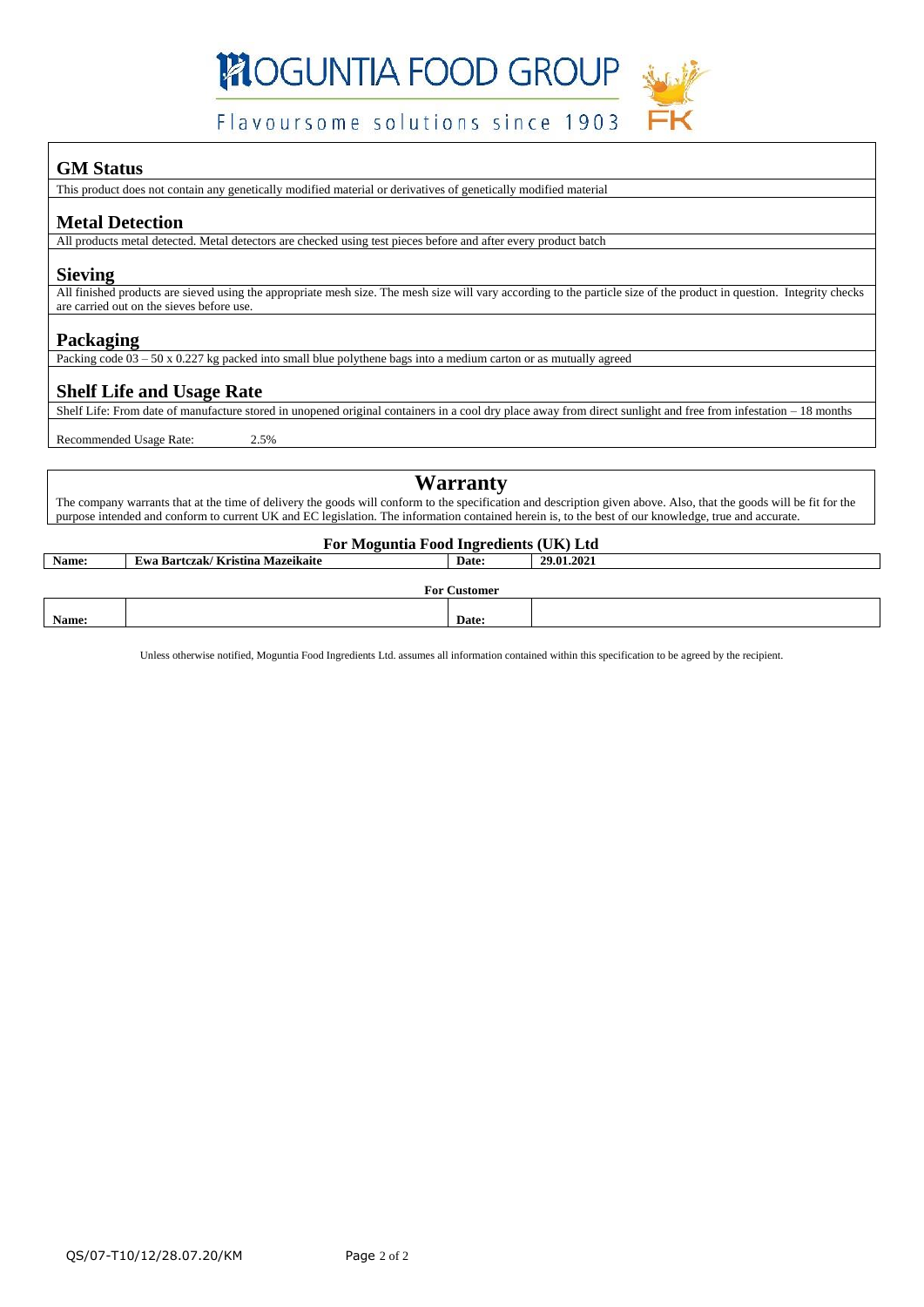## GM Status

This product does not contain any genetically modified material or derivatives of genetically modified material

## Metal Detection

All products metal detected. Metal detectors are checked using test pieces before and after every product batch

## Sieving

All finished products are sieved using the appropriate mesh size. The mesh size will vary according to the particle size of the product in question. Integrity checks are carried out on the sieves before use.

## Packaging

Packing code 03 – 50 x 0.227 kg packed into small blue polythene bags into a medium carton or as mutually agreed

## Shelf Life and Usage Rate

Shelf Life: From date of manufacture stored in unopened original containers in a cool dry place away from direct sunlight and free from infestation – 18 months

Recommended Usage Rate: 2.5%

# Warranty

The company warrants that at the time of delivery the goods will conform to the specification and description given above. Also, that the goods will be fit for the purpose intended and conform to current UK and EC legislation. The information contained herein is, to the best of our knowledge, true and accurate.

**For Moguntia Food Ingredients (UK) Ltd**

| | | | |
|---|---|---|---|
| **Name:** | **Ewa Bartczak/ Kristina Mazeikaite** | **Date:** | **29.01.2021** |

**For Customer**

| | | | |
|---|---|---|---|
| **Name:** | | **Date:** | |

Unless otherwise notified, Moguntia Food Ingredients Ltd. assumes all information contained within this specification to be agreed by the recipient.

QS/07-T10/12/28.07.20/KM